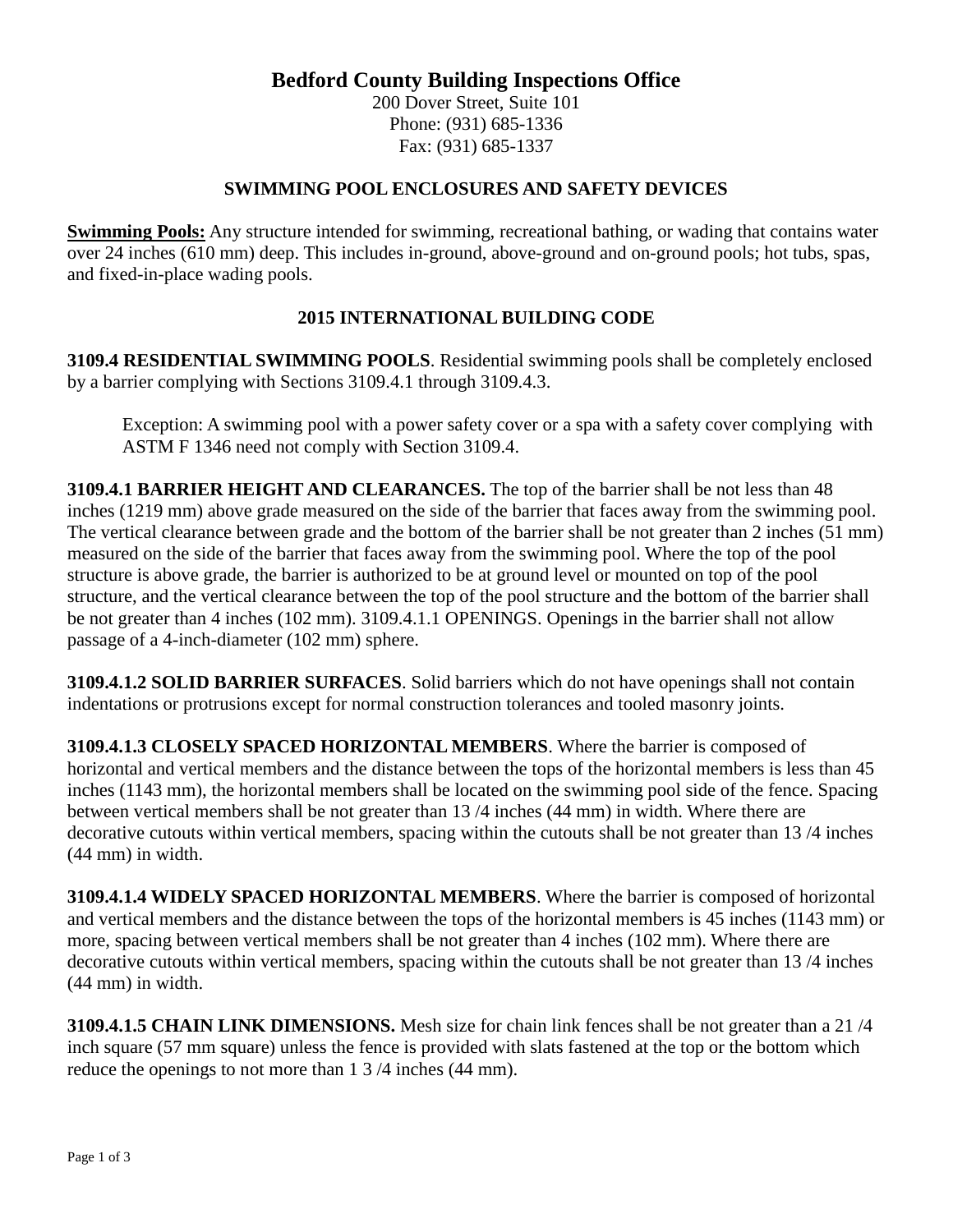# Bedford County Building Inspections Office

200 Dover Street, Suite 101
Phone: (931) 685-1336
Fax: (931) 685-1337

## SWIMMING POOL ENCLOSURES AND SAFETY DEVICES

**Swimming Pools:** Any structure intended for swimming, recreational bathing, or wading that contains water over 24 inches (610 mm) deep. This includes in-ground, above-ground and on-ground pools; hot tubs, spas, and fixed-in-place wading pools.

## 2015 INTERNATIONAL BUILDING CODE

**3109.4 RESIDENTIAL SWIMMING POOLS**. Residential swimming pools shall be completely enclosed by a barrier complying with Sections 3109.4.1 through 3109.4.3.

> Exception: A swimming pool with a power safety cover or a spa with a safety cover complying with ASTM F 1346 need not comply with Section 3109.4.

**3109.4.1 BARRIER HEIGHT AND CLEARANCES.** The top of the barrier shall be not less than 48 inches (1219 mm) above grade measured on the side of the barrier that faces away from the swimming pool. The vertical clearance between grade and the bottom of the barrier shall be not greater than 2 inches (51 mm) measured on the side of the barrier that faces away from the swimming pool. Where the top of the pool structure is above grade, the barrier is authorized to be at ground level or mounted on top of the pool structure, and the vertical clearance between the top of the pool structure and the bottom of the barrier shall be not greater than 4 inches (102 mm). 3109.4.1.1 OPENINGS. Openings in the barrier shall not allow passage of a 4-inch-diameter (102 mm) sphere.

**3109.4.1.2 SOLID BARRIER SURFACES**. Solid barriers which do not have openings shall not contain indentations or protrusions except for normal construction tolerances and tooled masonry joints.

**3109.4.1.3 CLOSELY SPACED HORIZONTAL MEMBERS**. Where the barrier is composed of horizontal and vertical members and the distance between the tops of the horizontal members is less than 45 inches (1143 mm), the horizontal members shall be located on the swimming pool side of the fence. Spacing between vertical members shall be not greater than 13 /4 inches (44 mm) in width. Where there are decorative cutouts within vertical members, spacing within the cutouts shall be not greater than 13 /4 inches (44 mm) in width.

**3109.4.1.4 WIDELY SPACED HORIZONTAL MEMBERS**. Where the barrier is composed of horizontal and vertical members and the distance between the tops of the horizontal members is 45 inches (1143 mm) or more, spacing between vertical members shall be not greater than 4 inches (102 mm). Where there are decorative cutouts within vertical members, spacing within the cutouts shall be not greater than 13 /4 inches (44 mm) in width.

**3109.4.1.5 CHAIN LINK DIMENSIONS.** Mesh size for chain link fences shall be not greater than a 21 /4 inch square (57 mm square) unless the fence is provided with slats fastened at the top or the bottom which reduce the openings to not more than 1 3 /4 inches (44 mm).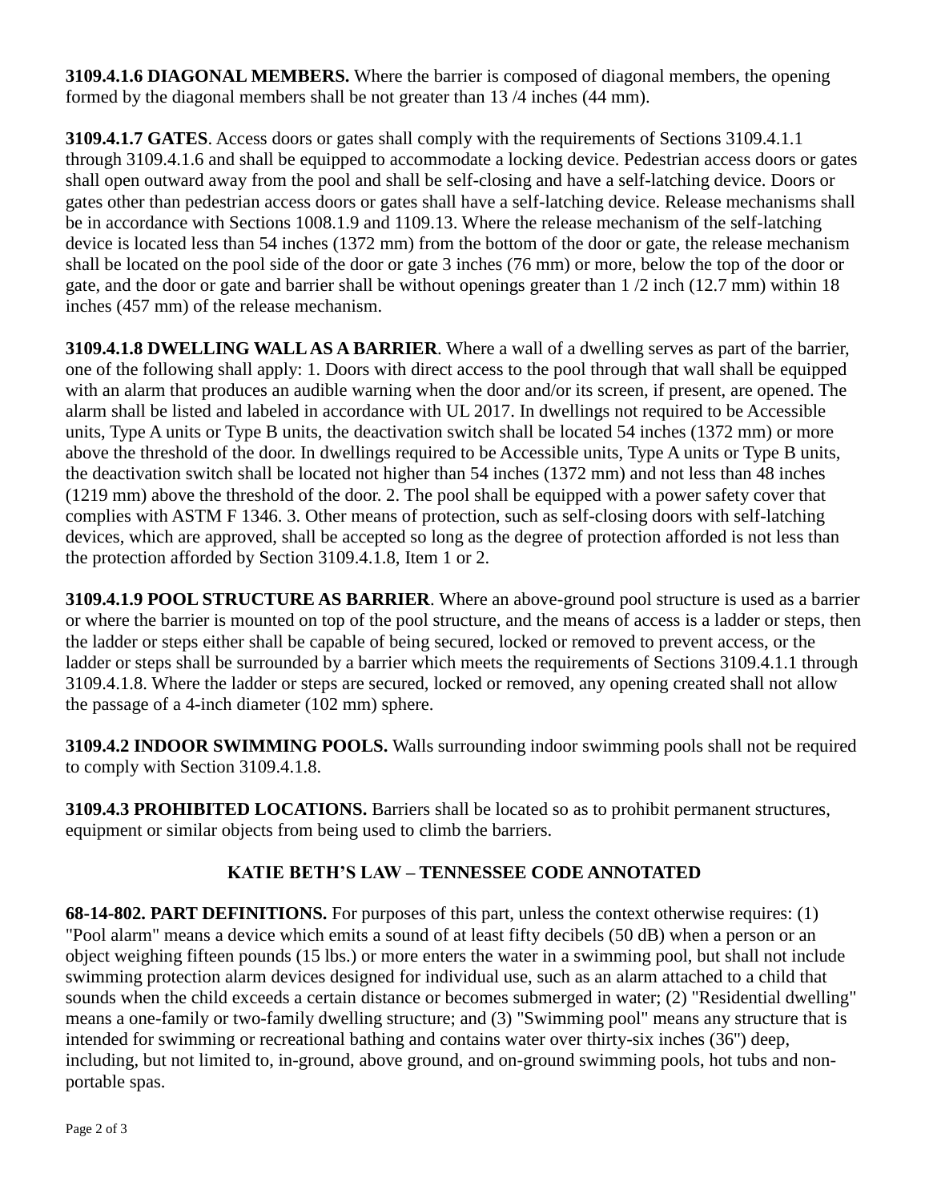**3109.4.1.6 DIAGONAL MEMBERS.** Where the barrier is composed of diagonal members, the opening formed by the diagonal members shall be not greater than 13 /4 inches (44 mm).

**3109.4.1.7 GATES**. Access doors or gates shall comply with the requirements of Sections 3109.4.1.1 through 3109.4.1.6 and shall be equipped to accommodate a locking device. Pedestrian access doors or gates shall open outward away from the pool and shall be self-closing and have a self-latching device. Doors or gates other than pedestrian access doors or gates shall have a self-latching device. Release mechanisms shall be in accordance with Sections 1008.1.9 and 1109.13. Where the release mechanism of the self-latching device is located less than 54 inches (1372 mm) from the bottom of the door or gate, the release mechanism shall be located on the pool side of the door or gate 3 inches (76 mm) or more, below the top of the door or gate, and the door or gate and barrier shall be without openings greater than 1 /2 inch (12.7 mm) within 18 inches (457 mm) of the release mechanism.

**3109.4.1.8 DWELLING WALL AS A BARRIER**. Where a wall of a dwelling serves as part of the barrier, one of the following shall apply: 1. Doors with direct access to the pool through that wall shall be equipped with an alarm that produces an audible warning when the door and/or its screen, if present, are opened. The alarm shall be listed and labeled in accordance with UL 2017. In dwellings not required to be Accessible units, Type A units or Type B units, the deactivation switch shall be located 54 inches (1372 mm) or more above the threshold of the door. In dwellings required to be Accessible units, Type A units or Type B units, the deactivation switch shall be located not higher than 54 inches (1372 mm) and not less than 48 inches (1219 mm) above the threshold of the door. 2. The pool shall be equipped with a power safety cover that complies with ASTM F 1346. 3. Other means of protection, such as self-closing doors with self-latching devices, which are approved, shall be accepted so long as the degree of protection afforded is not less than the protection afforded by Section 3109.4.1.8, Item 1 or 2.

**3109.4.1.9 POOL STRUCTURE AS BARRIER**. Where an above-ground pool structure is used as a barrier or where the barrier is mounted on top of the pool structure, and the means of access is a ladder or steps, then the ladder or steps either shall be capable of being secured, locked or removed to prevent access, or the ladder or steps shall be surrounded by a barrier which meets the requirements of Sections 3109.4.1.1 through 3109.4.1.8. Where the ladder or steps are secured, locked or removed, any opening created shall not allow the passage of a 4-inch diameter (102 mm) sphere.

**3109.4.2 INDOOR SWIMMING POOLS.** Walls surrounding indoor swimming pools shall not be required to comply with Section 3109.4.1.8.

**3109.4.3 PROHIBITED LOCATIONS.** Barriers shall be located so as to prohibit permanent structures, equipment or similar objects from being used to climb the barriers.

## KATIE BETH'S LAW – TENNESSEE CODE ANNOTATED

**68-14-802. PART DEFINITIONS.** For purposes of this part, unless the context otherwise requires: (1) "Pool alarm" means a device which emits a sound of at least fifty decibels (50 dB) when a person or an object weighing fifteen pounds (15 lbs.) or more enters the water in a swimming pool, but shall not include swimming protection alarm devices designed for individual use, such as an alarm attached to a child that sounds when the child exceeds a certain distance or becomes submerged in water; (2) "Residential dwelling" means a one-family or two-family dwelling structure; and (3) "Swimming pool" means any structure that is intended for swimming or recreational bathing and contains water over thirty-six inches (36") deep, including, but not limited to, in-ground, above ground, and on-ground swimming pools, hot tubs and non-portable spas.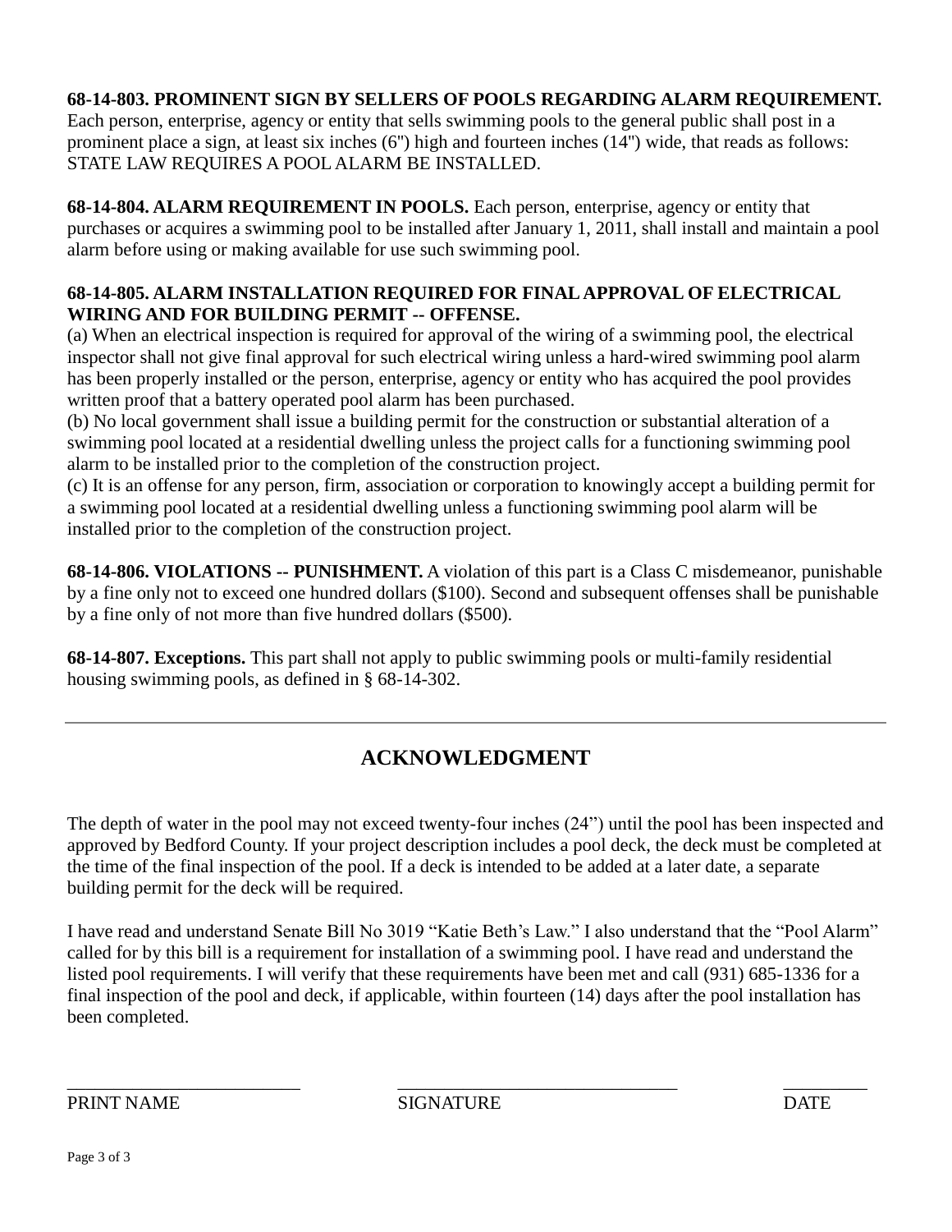**68-14-803. PROMINENT SIGN BY SELLERS OF POOLS REGARDING ALARM REQUIREMENT.** Each person, enterprise, agency or entity that sells swimming pools to the general public shall post in a prominent place a sign, at least six inches (6") high and fourteen inches (14") wide, that reads as follows: STATE LAW REQUIRES A POOL ALARM BE INSTALLED.

**68-14-804. ALARM REQUIREMENT IN POOLS.** Each person, enterprise, agency or entity that purchases or acquires a swimming pool to be installed after January 1, 2011, shall install and maintain a pool alarm before using or making available for use such swimming pool.

**68-14-805. ALARM INSTALLATION REQUIRED FOR FINAL APPROVAL OF ELECTRICAL WIRING AND FOR BUILDING PERMIT -- OFFENSE.**
(a) When an electrical inspection is required for approval of the wiring of a swimming pool, the electrical inspector shall not give final approval for such electrical wiring unless a hard-wired swimming pool alarm has been properly installed or the person, enterprise, agency or entity who has acquired the pool provides written proof that a battery operated pool alarm has been purchased.
(b) No local government shall issue a building permit for the construction or substantial alteration of a swimming pool located at a residential dwelling unless the project calls for a functioning swimming pool alarm to be installed prior to the completion of the construction project.
(c) It is an offense for any person, firm, association or corporation to knowingly accept a building permit for a swimming pool located at a residential dwelling unless a functioning swimming pool alarm will be installed prior to the completion of the construction project.

**68-14-806. VIOLATIONS -- PUNISHMENT.** A violation of this part is a Class C misdemeanor, punishable by a fine only not to exceed one hundred dollars ($100). Second and subsequent offenses shall be punishable by a fine only of not more than five hundred dollars ($500).

**68-14-807. Exceptions.** This part shall not apply to public swimming pools or multi-family residential housing swimming pools, as defined in § 68-14-302.

---

## ACKNOWLEDGMENT

The depth of water in the pool may not exceed twenty-four inches (24") until the pool has been inspected and approved by Bedford County. If your project description includes a pool deck, the deck must be completed at the time of the final inspection of the pool. If a deck is intended to be added at a later date, a separate building permit for the deck will be required.

I have read and understand Senate Bill No 3019 "Katie Beth's Law." I also understand that the "Pool Alarm" called for by this bill is a requirement for installation of a swimming pool. I have read and understand the listed pool requirements. I will verify that these requirements have been met and call (931) 685-1336 for a final inspection of the pool and deck, if applicable, within fourteen (14) days after the pool installation has been completed.

_________________________ _______________________________ _________

PRINT NAME SIGNATURE DATE